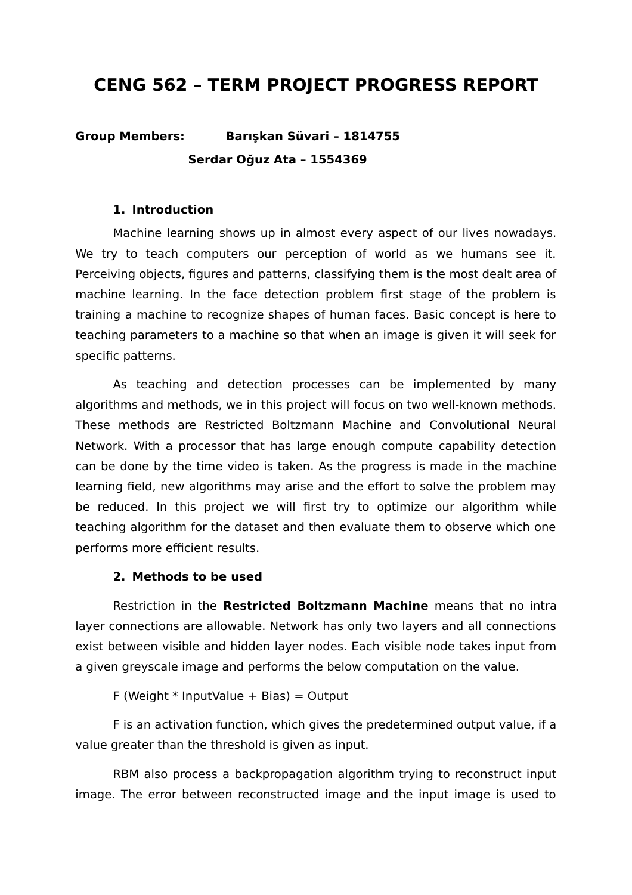# CENG 562 – TERM PROJECT PROGRESS REPORT

**Group Members:** **Barışkan Süvari – 1814755**

**Serdar Oğuz Ata – 1554369**

## 1. Introduction

Machine learning shows up in almost every aspect of our lives nowadays. We try to teach computers our perception of world as we humans see it. Perceiving objects, figures and patterns, classifying them is the most dealt area of machine learning. In the face detection problem first stage of the problem is training a machine to recognize shapes of human faces. Basic concept is here to teaching parameters to a machine so that when an image is given it will seek for specific patterns.

As teaching and detection processes can be implemented by many algorithms and methods, we in this project will focus on two well-known methods. These methods are Restricted Boltzmann Machine and Convolutional Neural Network. With a processor that has large enough compute capability detection can be done by the time video is taken. As the progress is made in the machine learning field, new algorithms may arise and the effort to solve the problem may be reduced. In this project we will first try to optimize our algorithm while teaching algorithm for the dataset and then evaluate them to observe which one performs more efficient results.

## 2. Methods to be used

Restriction in the **Restricted Boltzmann Machine** means that no intra layer connections are allowable. Network has only two layers and all connections exist between visible and hidden layer nodes. Each visible node takes input from a given greyscale image and performs the below computation on the value.

F (Weight * InputValue + Bias) = Output

F is an activation function, which gives the predetermined output value, if a value greater than the threshold is given as input.

RBM also process a backpropagation algorithm trying to reconstruct input image. The error between reconstructed image and the input image is used to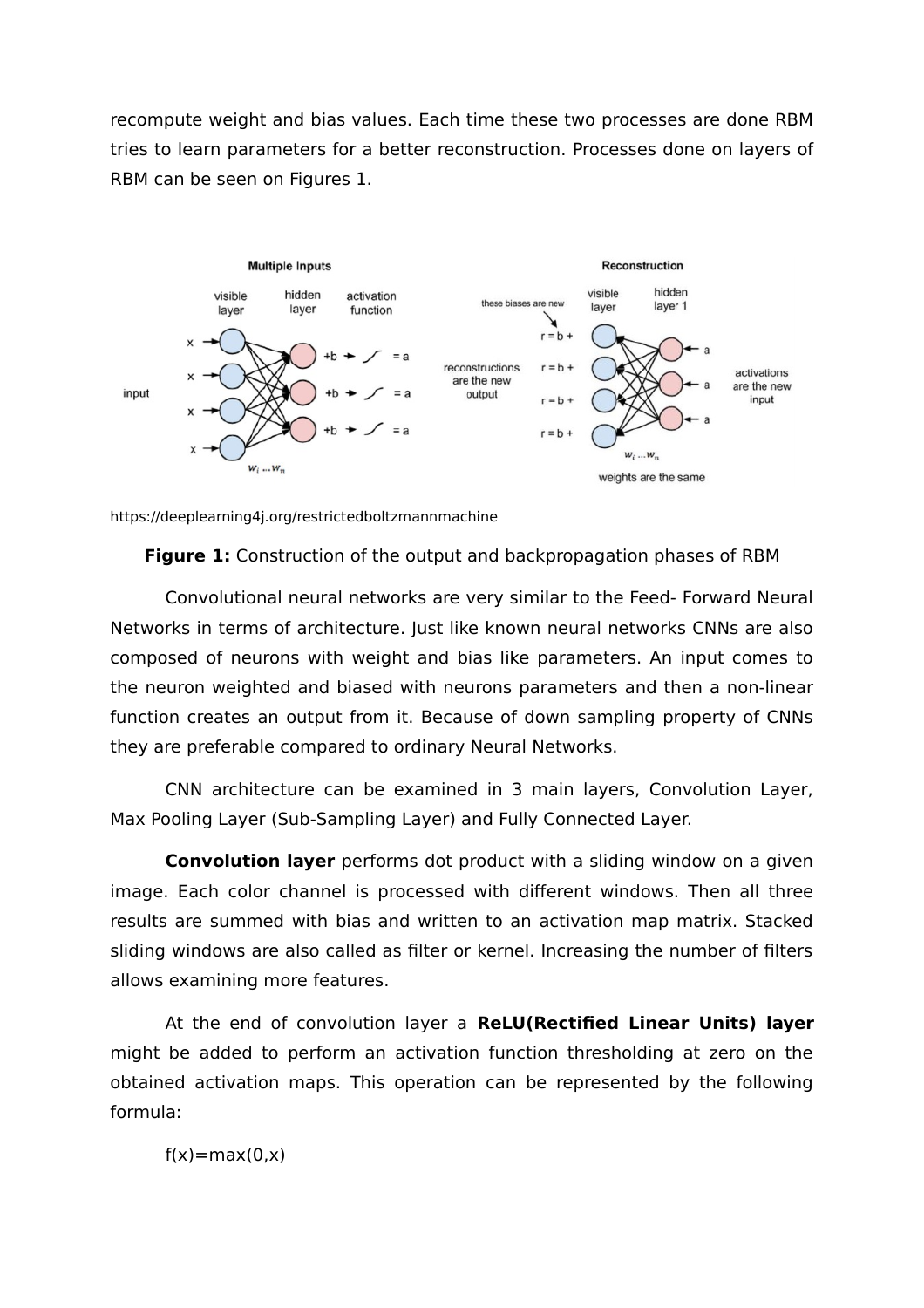recompute weight and bias values. Each time these two processes are done RBM tries to learn parameters for a better reconstruction. Processes done on layers of RBM can be seen on Figures 1.

https://deeplearning4j.org/restrictedboltzmannmachine

**Figure 1:** Construction of the output and backpropagation phases of RBM

Convolutional neural networks are very similar to the Feed- Forward Neural Networks in terms of architecture. Just like known neural networks CNNs are also composed of neurons with weight and bias like parameters. An input comes to the neuron weighted and biased with neurons parameters and then a non-linear function creates an output from it. Because of down sampling property of CNNs they are preferable compared to ordinary Neural Networks.

CNN architecture can be examined in 3 main layers, Convolution Layer, Max Pooling Layer (Sub-Sampling Layer) and Fully Connected Layer.

**Convolution layer** performs dot product with a sliding window on a given image. Each color channel is processed with different windows. Then all three results are summed with bias and written to an activation map matrix. Stacked sliding windows are also called as filter or kernel. Increasing the number of filters allows examining more features.

At the end of convolution layer a **ReLU(Rectified Linear Units) layer** might be added to perform an activation function thresholding at zero on the obtained activation maps. This operation can be represented by the following formula:

$f(x)=\max(0,x)$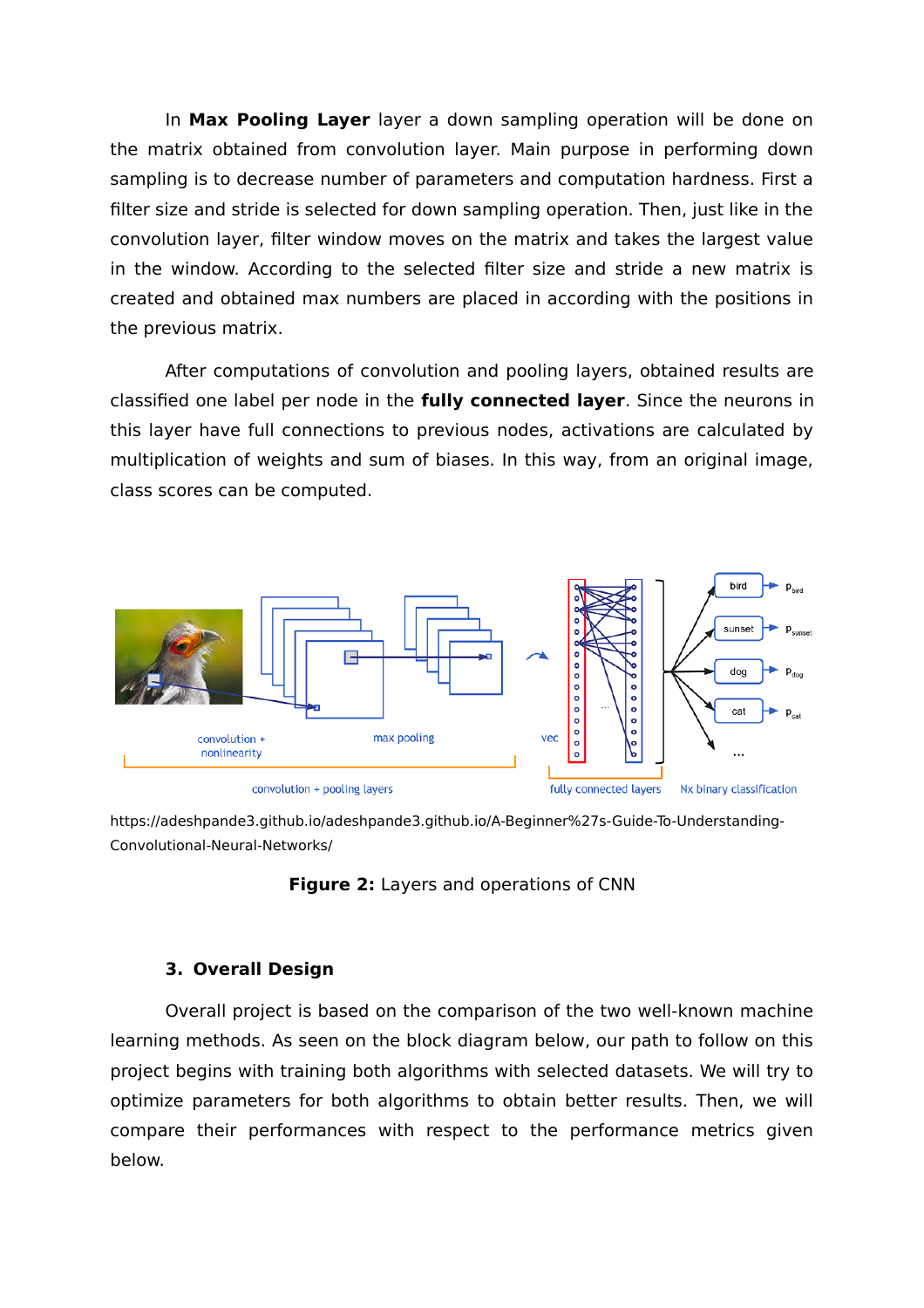In **Max Pooling Layer** layer a down sampling operation will be done on the matrix obtained from convolution layer. Main purpose in performing down sampling is to decrease number of parameters and computation hardness. First a filter size and stride is selected for down sampling operation. Then, just like in the convolution layer, filter window moves on the matrix and takes the largest value in the window. According to the selected filter size and stride a new matrix is created and obtained max numbers are placed in according with the positions in the previous matrix.

After computations of convolution and pooling layers, obtained results are classified one label per node in the **fully connected layer**. Since the neurons in this layer have full connections to previous nodes, activations are calculated by multiplication of weights and sum of biases. In this way, from an original image, class scores can be computed.

https://adeshpande3.github.io/adeshpande3.github.io/A-Beginner%27s-Guide-To-Understanding-Convolutional-Neural-Networks/

**Figure 2:** Layers and operations of CNN

## 3. Overall Design

Overall project is based on the comparison of the two well-known machine learning methods. As seen on the block diagram below, our path to follow on this project begins with training both algorithms with selected datasets. We will try to optimize parameters for both algorithms to obtain better results. Then, we will compare their performances with respect to the performance metrics given below.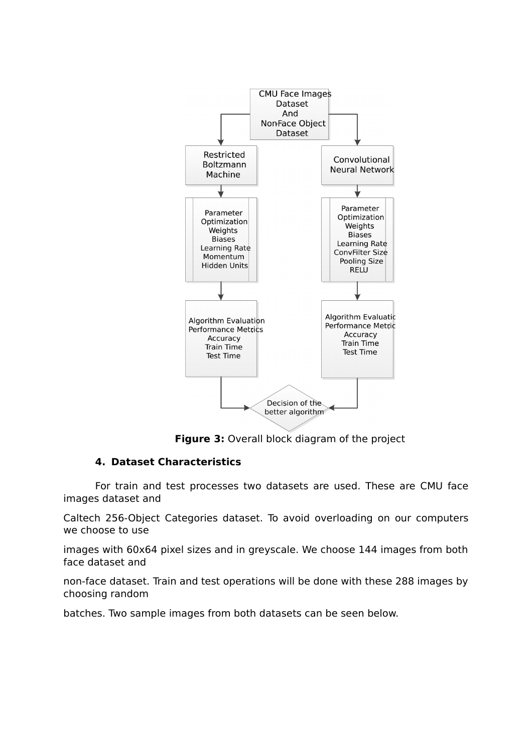**Figure 3:** Overall block diagram of the project

## 4. Dataset Characteristics

For train and test processes two datasets are used. These are CMU face images dataset and Caltech 256-Object Categories dataset. To avoid overloading on our computers we choose to use images with 60x64 pixel sizes and in greyscale. We choose 144 images from both face dataset and non-face dataset. Train and test operations will be done with these 288 images by choosing random batches. Two sample images from both datasets can be seen below.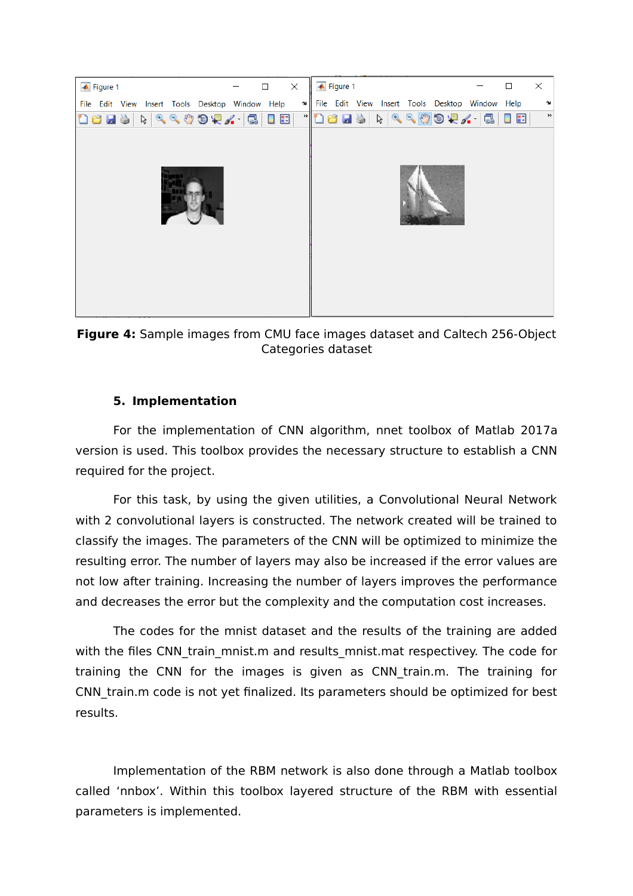**Figure 4:** Sample images from CMU face images dataset and Caltech 256-Object Categories dataset

## 5. Implementation

For the implementation of CNN algorithm, nnet toolbox of Matlab 2017a version is used. This toolbox provides the necessary structure to establish a CNN required for the project.

For this task, by using the given utilities, a Convolutional Neural Network with 2 convolutional layers is constructed. The network created will be trained to classify the images. The parameters of the CNN will be optimized to minimize the resulting error. The number of layers may also be increased if the error values are not low after training. Increasing the number of layers improves the performance and decreases the error but the complexity and the computation cost increases.

The codes for the mnist dataset and the results of the training are added with the files CNN_train_mnist.m and results_mnist.mat respectivey. The code for training the CNN for the images is given as CNN_train.m. The training for CNN_train.m code is not yet finalized. Its parameters should be optimized for best results.

Implementation of the RBM network is also done through a Matlab toolbox called 'nnbox'. Within this toolbox layered structure of the RBM with essential parameters is implemented.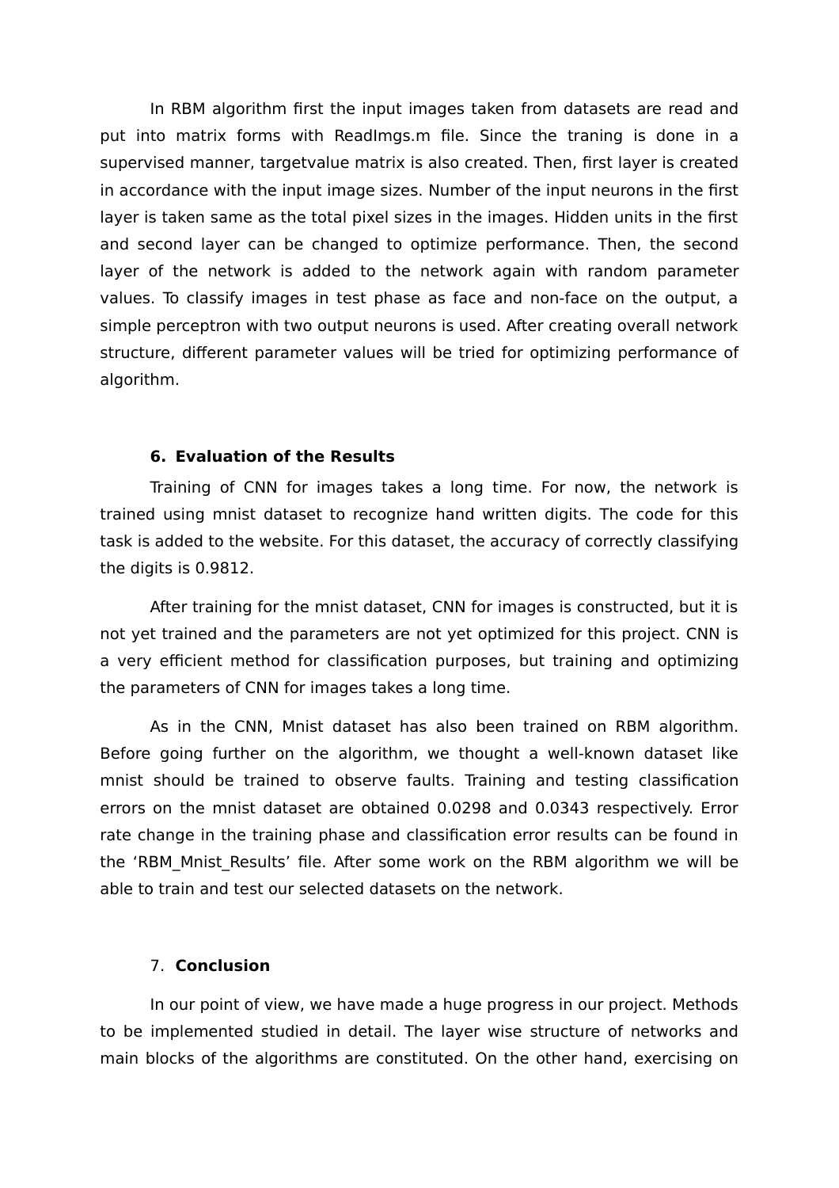In RBM algorithm first the input images taken from datasets are read and put into matrix forms with ReadImgs.m file. Since the traning is done in a supervised manner, targetvalue matrix is also created. Then, first layer is created in accordance with the input image sizes. Number of the input neurons in the first layer is taken same as the total pixel sizes in the images. Hidden units in the first and second layer can be changed to optimize performance. Then, the second layer of the network is added to the network again with random parameter values. To classify images in test phase as face and non-face on the output, a simple perceptron with two output neurons is used. After creating overall network structure, different parameter values will be tried for optimizing performance of algorithm.

## 6. Evaluation of the Results

Training of CNN for images takes a long time. For now, the network is trained using mnist dataset to recognize hand written digits. The code for this task is added to the website. For this dataset, the accuracy of correctly classifying the digits is 0.9812.

After training for the mnist dataset, CNN for images is constructed, but it is not yet trained and the parameters are not yet optimized for this project. CNN is a very efficient method for classification purposes, but training and optimizing the parameters of CNN for images takes a long time.

As in the CNN, Mnist dataset has also been trained on RBM algorithm. Before going further on the algorithm, we thought a well-known dataset like mnist should be trained to observe faults. Training and testing classification errors on the mnist dataset are obtained 0.0298 and 0.0343 respectively. Error rate change in the training phase and classification error results can be found in the 'RBM_Mnist_Results' file. After some work on the RBM algorithm we will be able to train and test our selected datasets on the network.

## 7. Conclusion

In our point of view, we have made a huge progress in our project. Methods to be implemented studied in detail. The layer wise structure of networks and main blocks of the algorithms are constituted. On the other hand, exercising on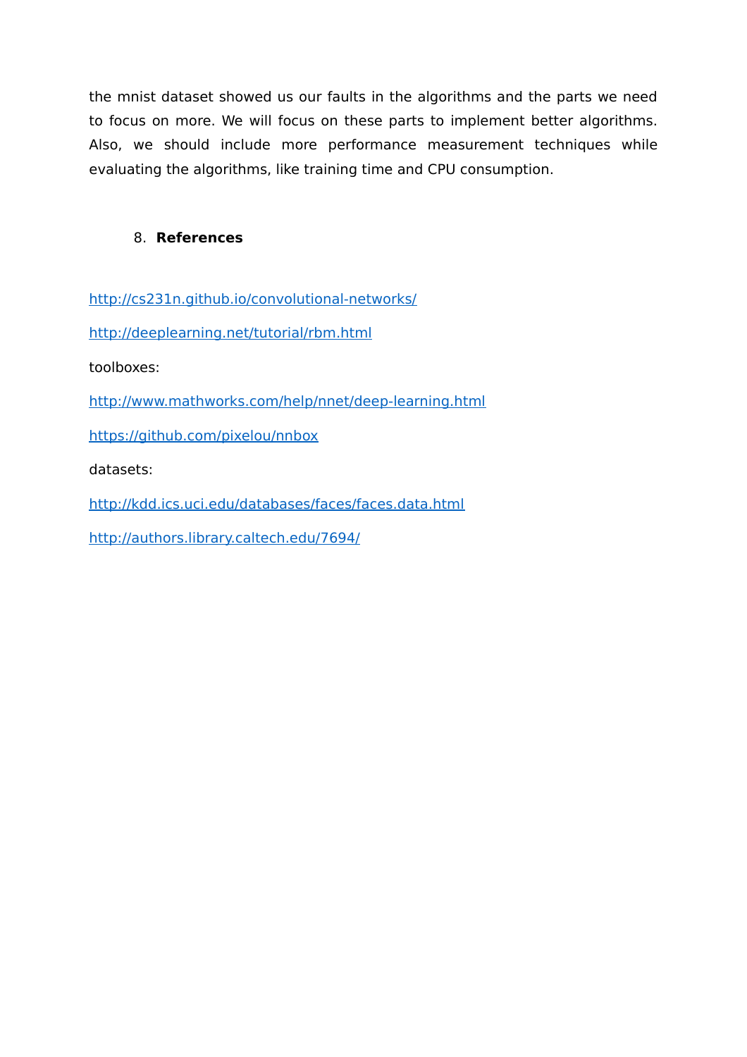the mnist dataset showed us our faults in the algorithms and the parts we need to focus on more. We will focus on these parts to implement better algorithms. Also, we should include more performance measurement techniques while evaluating the algorithms, like training time and CPU consumption.

## 8. References

http://cs231n.github.io/convolutional-networks/

http://deeplearning.net/tutorial/rbm.html

toolboxes:

http://www.mathworks.com/help/nnet/deep-learning.html

https://github.com/pixelou/nnbox

datasets:

http://kdd.ics.uci.edu/databases/faces/faces.data.html

http://authors.library.caltech.edu/7694/